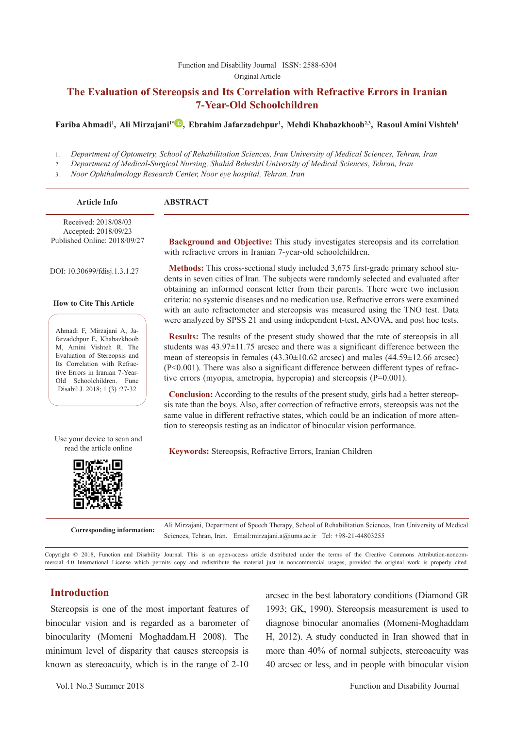Function and Disability Journal ISSN: 2588-6304

Original Article

# The Evaluation of Stereopsis and Its Correlation with Refractive Errors in Iranian 7-Year-Old Schoolchildren

**Fariba Ahmadi[1], Ali Mirzajani[1*], Ebrahim Jafarzadehpur[1], Mehdi Khabazkhoob[2,3], Rasoul Amini Vishteh[1]**

1. *Department of Optometry, School of Rehabilitation Sciences, Iran University of Medical Sciences, Tehran, Iran*
2. *Department of Medical-Surgical Nursing, Shahid Beheshti University of Medical Sciences, Tehran, Iran*
3. *Noor Ophthalmology Research Center, Noor eye hospital, Tehran, Iran*

**Article Info**

Received: 2018/08/03
Accepted: 2018/09/23
Published Online: 2018/09/27

DOI: 10.30699/fdisj.1.3.1.27

**How to Cite This Article**

Ahmadi F, Mirzajani A, Jafarzadehpur E, Khabazkhoob M, Amini Vishteh R. The Evaluation of Stereopsis and Its Correlation with Refractive Errors in Iranian 7-Year-Old Schoolchildren. Func Disabil J. 2018; 1 (3) :27-32

Use your device to scan and read the article online

## ABSTRACT

**Background and Objective:** This study investigates stereopsis and its correlation with refractive errors in Iranian 7-year-old schoolchildren.

**Methods:** This cross-sectional study included 3,675 first-grade primary school students in seven cities of Iran. The subjects were randomly selected and evaluated after obtaining an informed consent letter from their parents. There were two inclusion criteria: no systemic diseases and no medication use. Refractive errors were examined with an auto refractometer and stereopsis was measured using the TNO test. Data were analyzed by SPSS 21 and using independent t-test, ANOVA, and post hoc tests.

**Results:** The results of the present study showed that the rate of stereopsis in all students was 43.97±11.75 arcsec and there was a significant difference between the mean of stereopsis in females (43.30±10.62 arcsec) and males (44.59±12.66 arcsec) (P<0.001). There was also a significant difference between different types of refractive errors (myopia, ametropia, hyperopia) and stereopsis (P=0.001).

**Conclusion:** According to the results of the present study, girls had a better stereopsis rate than the boys. Also, after correction of refractive errors, stereopsis was not the same value in different refractive states, which could be an indication of more attention to stereopsis testing as an indicator of binocular vision performance.

**Keywords:** Stereopsis, Refractive Errors, Iranian Children

**Corresponding information:** Ali Mirzajani, Department of Speech Therapy, School of Rehabilitation Sciences, Iran University of Medical Sciences, Tehran, Iran. Email:mirzajani.a@iums.ac.ir Tel: +98-21-44803255

Copyright © 2018, Function and Disability Journal. This is an open-access article distributed under the terms of the Creative Commons Attribution-noncommercial 4.0 International License which permits copy and redistribute the material just in noncommercial usages, provided the original work is properly cited.

## Introduction

Stereopsis is one of the most important features of binocular vision and is regarded as a barometer of binocularity (Momeni Moghaddam.H 2008). The minimum level of disparity that causes stereopsis is known as stereoacuity, which is in the range of 2-10 arcsec in the best laboratory conditions (Diamond GR 1993; GK, 1990). Stereopsis measurement is used to diagnose binocular anomalies (Momeni-Moghaddam H, 2012). A study conducted in Iran showed that in more than 40% of normal subjects, stereoacuity was 40 arcsec or less, and in people with binocular vision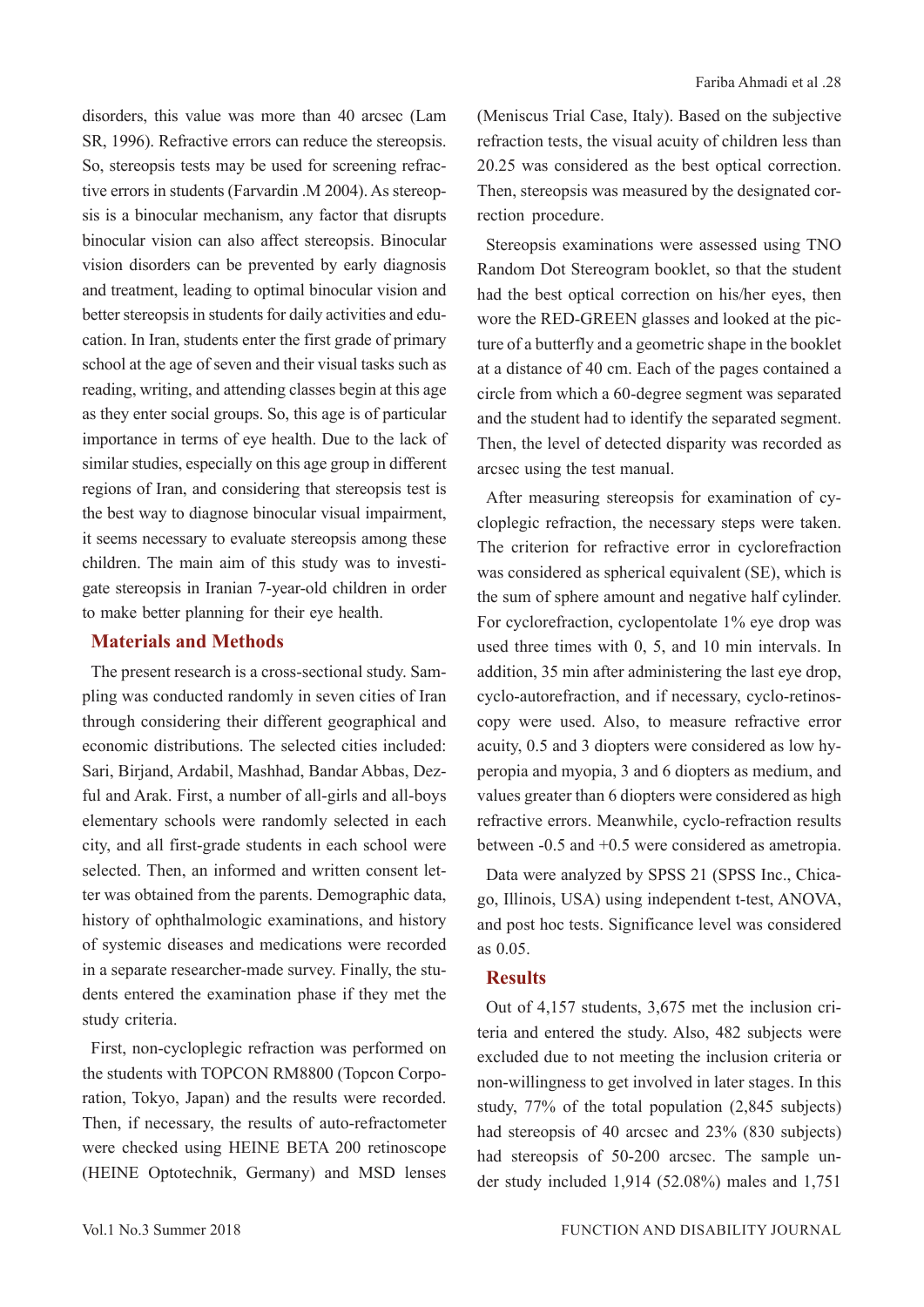disorders, this value was more than 40 arcsec (Lam SR, 1996). Refractive errors can reduce the stereopsis. So, stereopsis tests may be used for screening refractive errors in students (Farvardin .M 2004). As stereopsis is a binocular mechanism, any factor that disrupts binocular vision can also affect stereopsis. Binocular vision disorders can be prevented by early diagnosis and treatment, leading to optimal binocular vision and better stereopsis in students for daily activities and education. In Iran, students enter the first grade of primary school at the age of seven and their visual tasks such as reading, writing, and attending classes begin at this age as they enter social groups. So, this age is of particular importance in terms of eye health. Due to the lack of similar studies, especially on this age group in different regions of Iran, and considering that stereopsis test is the best way to diagnose binocular visual impairment, it seems necessary to evaluate stereopsis among these children. The main aim of this study was to investigate stereopsis in Iranian 7-year-old children in order to make better planning for their eye health.

## Materials and Methods

The present research is a cross-sectional study. Sampling was conducted randomly in seven cities of Iran through considering their different geographical and economic distributions. The selected cities included: Sari, Birjand, Ardabil, Mashhad, Bandar Abbas, Dezful and Arak. First, a number of all-girls and all-boys elementary schools were randomly selected in each city, and all first-grade students in each school were selected. Then, an informed and written consent letter was obtained from the parents. Demographic data, history of ophthalmologic examinations, and history of systemic diseases and medications were recorded in a separate researcher-made survey. Finally, the students entered the examination phase if they met the study criteria.

First, non-cycloplegic refraction was performed on the students with TOPCON RM8800 (Topcon Corporation, Tokyo, Japan) and the results were recorded. Then, if necessary, the results of auto-refractometer were checked using HEINE BETA 200 retinoscope (HEINE Optotechnik, Germany) and MSD lenses (Meniscus Trial Case, Italy). Based on the subjective refraction tests, the visual acuity of children less than 20.25 was considered as the best optical correction. Then, stereopsis was measured by the designated correction procedure.

Stereopsis examinations were assessed using TNO Random Dot Stereogram booklet, so that the student had the best optical correction on his/her eyes, then wore the RED-GREEN glasses and looked at the picture of a butterfly and a geometric shape in the booklet at a distance of 40 cm. Each of the pages contained a circle from which a 60-degree segment was separated and the student had to identify the separated segment. Then, the level of detected disparity was recorded as arcsec using the test manual.

After measuring stereopsis for examination of cycloplegic refraction, the necessary steps were taken. The criterion for refractive error in cyclorefraction was considered as spherical equivalent (SE), which is the sum of sphere amount and negative half cylinder. For cyclorefraction, cyclopentolate 1% eye drop was used three times with 0, 5, and 10 min intervals. In addition, 35 min after administering the last eye drop, cyclo-autorefraction, and if necessary, cyclo-retinoscopy were used. Also, to measure refractive error acuity, 0.5 and 3 diopters were considered as low hyperopia and myopia, 3 and 6 diopters as medium, and values greater than 6 diopters were considered as high refractive errors. Meanwhile, cyclo-refraction results between -0.5 and +0.5 were considered as ametropia.

Data were analyzed by SPSS 21 (SPSS Inc., Chicago, Illinois, USA) using independent t-test, ANOVA, and post hoc tests. Significance level was considered as 0.05.

## Results

Out of 4,157 students, 3,675 met the inclusion criteria and entered the study. Also, 482 subjects were excluded due to not meeting the inclusion criteria or non-willingness to get involved in later stages. In this study, 77% of the total population (2,845 subjects) had stereopsis of 40 arcsec and 23% (830 subjects) had stereopsis of 50-200 arcsec. The sample under study included 1,914 (52.08%) males and 1,751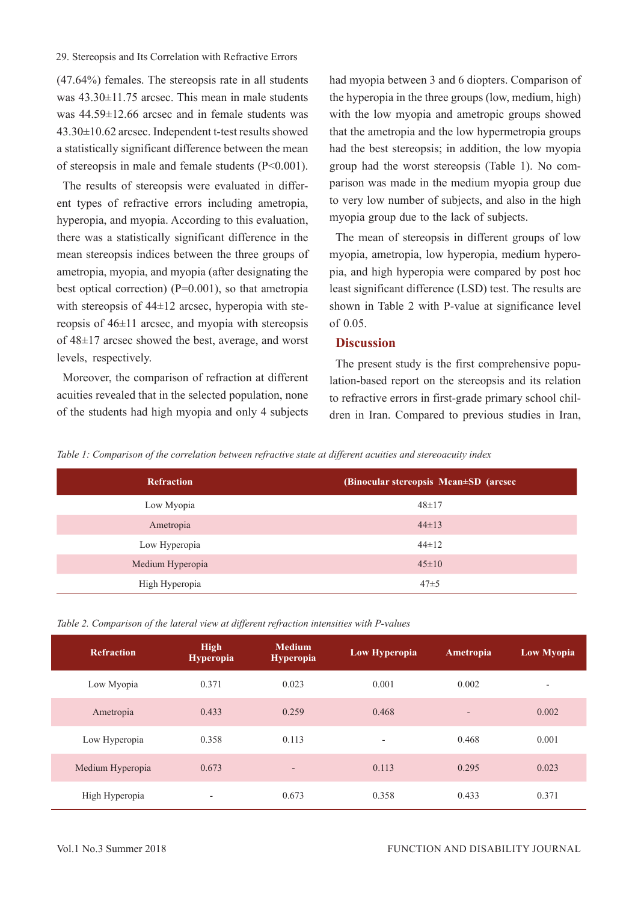(47.64%) females. The stereopsis rate in all students was 43.30±11.75 arcsec. This mean in male students was 44.59±12.66 arcsec and in female students was 43.30±10.62 arcsec. Independent t-test results showed a statistically significant difference between the mean of stereopsis in male and female students (P<0.001).

The results of stereopsis were evaluated in different types of refractive errors including ametropia, hyperopia, and myopia. According to this evaluation, there was a statistically significant difference in the mean stereopsis indices between the three groups of ametropia, myopia, and myopia (after designating the best optical correction) (P=0.001), so that ametropia with stereopsis of 44±12 arcsec, hyperopia with stereopsis of 46±11 arcsec, and myopia with stereopsis of 48±17 arcsec showed the best, average, and worst levels, respectively.

Moreover, the comparison of refraction at different acuities revealed that in the selected population, none of the students had high myopia and only 4 subjects had myopia between 3 and 6 diopters. Comparison of the hyperopia in the three groups (low, medium, high) with the low myopia and ametropic groups showed that the ametropia and the low hypermetropia groups had the best stereopsis; in addition, the low myopia group had the worst stereopsis (Table 1). No comparison was made in the medium myopia group due to very low number of subjects, and also in the high myopia group due to the lack of subjects.

The mean of stereopsis in different groups of low myopia, ametropia, low hyperopia, medium hyperopia, and high hyperopia were compared by post hoc least significant difference (LSD) test. The results are shown in Table 2 with P-value at significance level of 0.05.

## Discussion

The present study is the first comprehensive population-based report on the stereopsis and its relation to refractive errors in first-grade primary school children in Iran. Compared to previous studies in Iran,

*Table 1: Comparison of the correlation between refractive state at different acuities and stereoacuity index*

| Refraction | (Binocular stereopsis Mean±SD (arcsec |
|---|---|
| Low Myopia | 48±17 |
| Ametropia | 44±13 |
| Low Hyperopia | 44±12 |
| Medium Hyperopia | 45±10 |
| High Hyperopia | 47±5 |

*Table 2. Comparison of the lateral view at different refraction intensities with P-values*

| Refraction | High Hyperopia | Medium Hyperopia | Low Hyperopia | Ametropia | Low Myopia |
|---|---|---|---|---|---|
| Low Myopia | 0.371 | 0.023 | 0.001 | 0.002 | - |
| Ametropia | 0.433 | 0.259 | 0.468 | - | 0.002 |
| Low Hyperopia | 0.358 | 0.113 | - | 0.468 | 0.001 |
| Medium Hyperopia | 0.673 | - | 0.113 | 0.295 | 0.023 |
| High Hyperopia | - | 0.673 | 0.358 | 0.433 | 0.371 |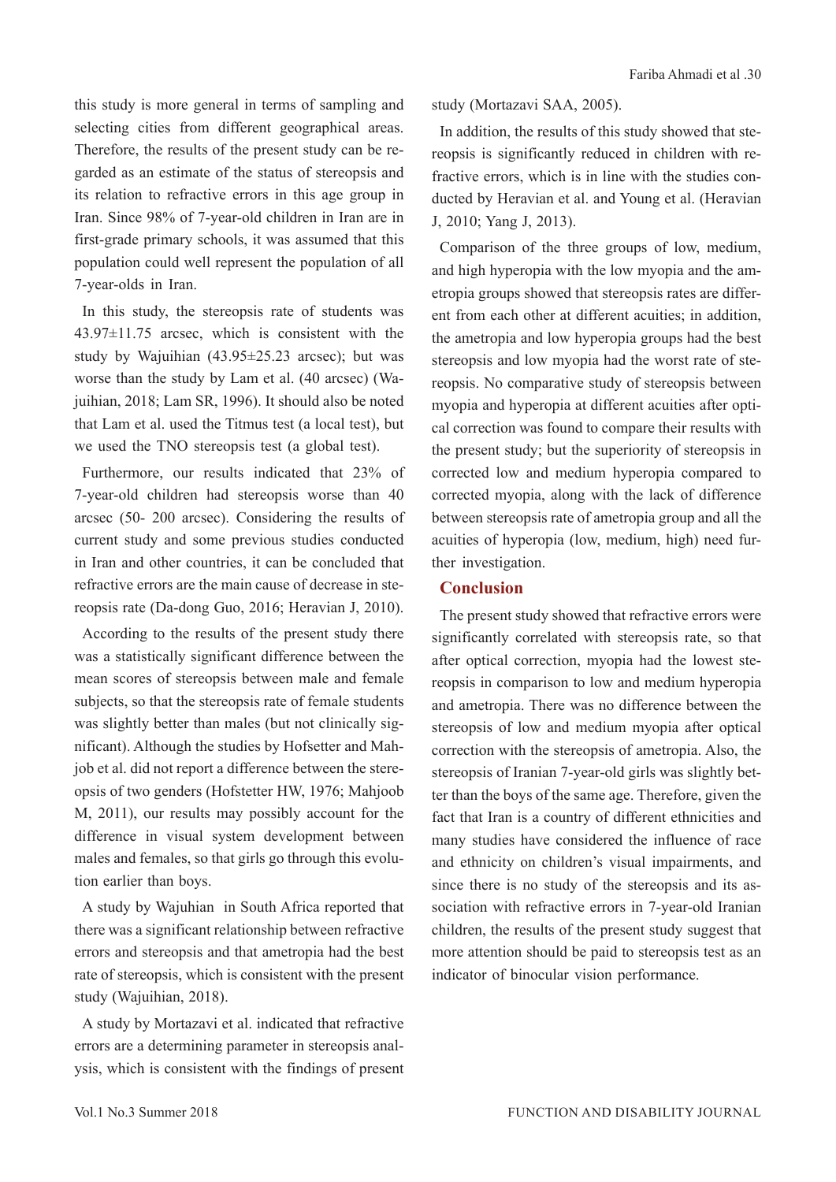this study is more general in terms of sampling and selecting cities from different geographical areas. Therefore, the results of the present study can be regarded as an estimate of the status of stereopsis and its relation to refractive errors in this age group in Iran. Since 98% of 7-year-old children in Iran are in first-grade primary schools, it was assumed that this population could well represent the population of all 7-year-olds in Iran.

In this study, the stereopsis rate of students was 43.97±11.75 arcsec, which is consistent with the study by Wajuihian (43.95±25.23 arcsec); but was worse than the study by Lam et al. (40 arcsec) (Wajuihian, 2018; Lam SR, 1996). It should also be noted that Lam et al. used the Titmus test (a local test), but we used the TNO stereopsis test (a global test).

Furthermore, our results indicated that 23% of 7-year-old children had stereopsis worse than 40 arcsec (50- 200 arcsec). Considering the results of current study and some previous studies conducted in Iran and other countries, it can be concluded that refractive errors are the main cause of decrease in stereopsis rate (Da-dong Guo, 2016; Heravian J, 2010).

According to the results of the present study there was a statistically significant difference between the mean scores of stereopsis between male and female subjects, so that the stereopsis rate of female students was slightly better than males (but not clinically significant). Although the studies by Hofsetter and Mahjob et al. did not report a difference between the stereopsis of two genders (Hofstetter HW, 1976; Mahjoob M, 2011), our results may possibly account for the difference in visual system development between males and females, so that girls go through this evolution earlier than boys.

A study by Wajuhian in South Africa reported that there was a significant relationship between refractive errors and stereopsis and that ametropia had the best rate of stereopsis, which is consistent with the present study (Wajuihian, 2018).

A study by Mortazavi et al. indicated that refractive errors are a determining parameter in stereopsis analysis, which is consistent with the findings of present study (Mortazavi SAA, 2005).

In addition, the results of this study showed that stereopsis is significantly reduced in children with refractive errors, which is in line with the studies conducted by Heravian et al. and Young et al. (Heravian J, 2010; Yang J, 2013).

Comparison of the three groups of low, medium, and high hyperopia with the low myopia and the ametropia groups showed that stereopsis rates are different from each other at different acuities; in addition, the ametropia and low hyperopia groups had the best stereopsis and low myopia had the worst rate of stereopsis. No comparative study of stereopsis between myopia and hyperopia at different acuities after optical correction was found to compare their results with the present study; but the superiority of stereopsis in corrected low and medium hyperopia compared to corrected myopia, along with the lack of difference between stereopsis rate of ametropia group and all the acuities of hyperopia (low, medium, high) need further investigation.

## Conclusion

The present study showed that refractive errors were significantly correlated with stereopsis rate, so that after optical correction, myopia had the lowest stereopsis in comparison to low and medium hyperopia and ametropia. There was no difference between the stereopsis of low and medium myopia after optical correction with the stereopsis of ametropia. Also, the stereopsis of Iranian 7-year-old girls was slightly better than the boys of the same age. Therefore, given the fact that Iran is a country of different ethnicities and many studies have considered the influence of race and ethnicity on children's visual impairments, and since there is no study of the stereopsis and its association with refractive errors in 7-year-old Iranian children, the results of the present study suggest that more attention should be paid to stereopsis test as an indicator of binocular vision performance.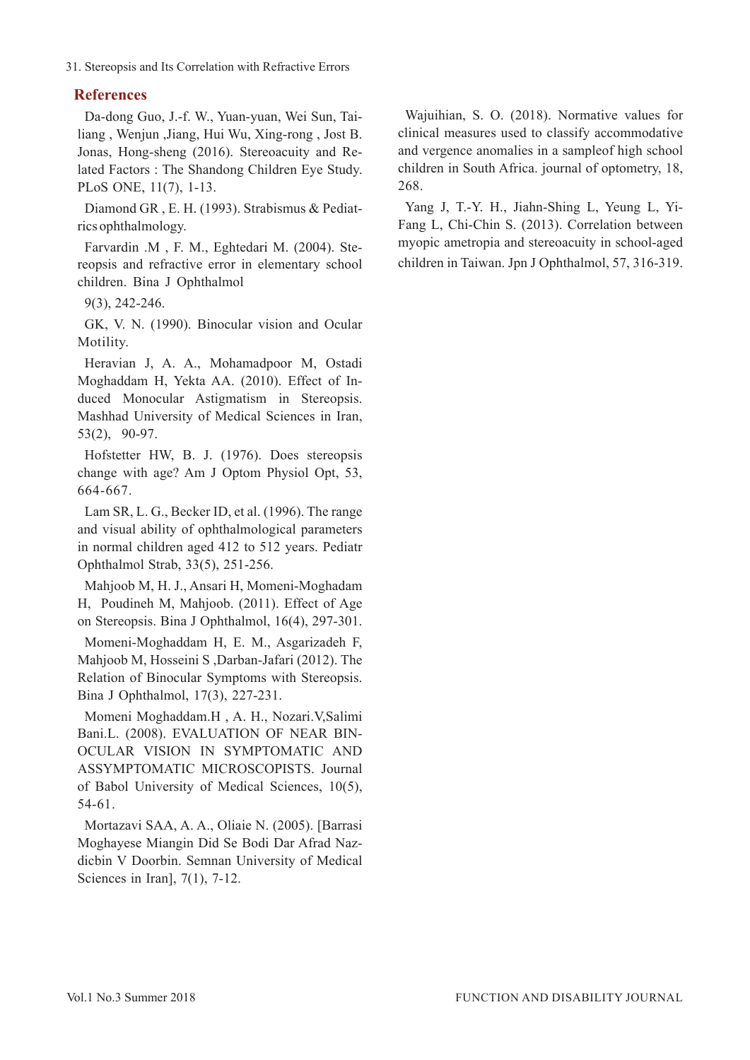## References

Da-dong Guo, J.-f. W., Yuan-yuan, Wei Sun, Tai-liang , Wenjun ,Jiang, Hui Wu, Xing-rong , Jost B. Jonas, Hong-sheng (2016). Stereoacuity and Related Factors : The Shandong Children Eye Study. PLoS ONE, 11(7), 1-13.

Diamond GR , E. H. (1993). Strabismus & Pediatrics ophthalmology.

Farvardin .M , F. M., Eghtedari M. (2004). Stereopsis and refractive error in elementary school children. Bina J Ophthalmol 9(3), 242-246.

GK, V. N. (1990). Binocular vision and Ocular Motility.

Heravian J, A. A., Mohamadpoor M, Ostadi Moghaddam H, Yekta AA. (2010). Effect of Induced Monocular Astigmatism in Stereopsis. Mashhad University of Medical Sciences in Iran, 53(2), 90-97.

Hofstetter HW, B. J. (1976). Does stereopsis change with age? Am J Optom Physiol Opt, 53, 664-667.

Lam SR, L. G., Becker ID, et al. (1996). The range and visual ability of ophthalmological parameters in normal children aged 412 to 512 years. Pediatr Ophthalmol Strab, 33(5), 251-256.

Mahjoob M, H. J., Ansari H, Momeni-Moghadam H, Poudineh M, Mahjoob. (2011). Effect of Age on Stereopsis. Bina J Ophthalmol, 16(4), 297-301.

Momeni-Moghaddam H, E. M., Asgarizadeh F, Mahjoob M, Hosseini S ,Darban-Jafari (2012). The Relation of Binocular Symptoms with Stereopsis. Bina J Ophthalmol, 17(3), 227-231.

Momeni Moghaddam.H , A. H., Nozari.V,Salimi Bani.L. (2008). EVALUATION OF NEAR BINOCULAR VISION IN SYMPTOMATIC AND ASSYMPTOMATIC MICROSCOPISTS. Journal of Babol University of Medical Sciences, 10(5), 54-61.

Mortazavi SAA, A. A., Oliaie N. (2005). [Barrasi Moghayese Miangin Did Se Bodi Dar Afrad Nazdicbin V Doorbin. Semnan University of Medical Sciences in Iran], 7(1), 7-12.

Wajuihian, S. O. (2018). Normative values for clinical measures used to classify accommodative and vergence anomalies in a sampleof high school children in South Africa. journal of optometry, 18, 268.

Yang J, T.-Y. H., Jiahn-Shing L, Yeung L, Yi-Fang L, Chi-Chin S. (2013). Correlation between myopic ametropia and stereoacuity in school-aged children in Taiwan. Jpn J Ophthalmol, 57, 316-319.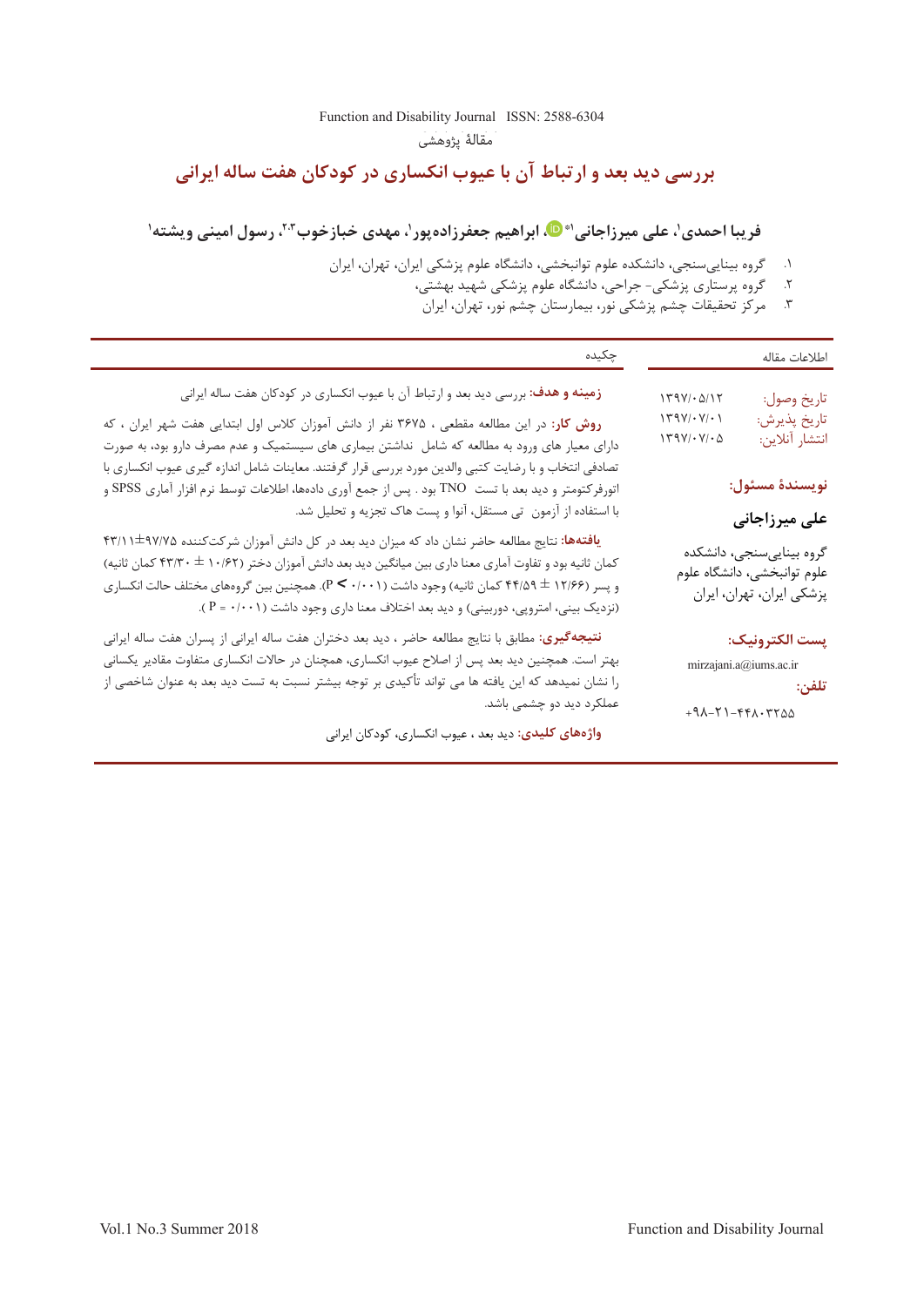Function and Disability Journal ISSN: 2588-6304

مقالهٔ پژوهشی

# بررسی دید بعد و ارتباط آن با عیوب انکساری در کودکان هفت ساله ایرانی

**فریبا احمدی[1]، علی میرزاجانی[1*]، ابراهیم جعفرزاده‌پور[1]، مهدی خبازخوب[2,3]، رسول امینی ویشته[1]**

۱. گروه بینایی‌سنجی، دانشکده علوم توانبخشی، دانشگاه علوم پزشکی ایران، تهران، ایران
۲. گروه پرستاری پزشکی- جراحی، دانشگاه علوم پزشکی شهید بهشتی،
۳. مرکز تحقیقات چشم پزشکی نور، بیمارستان چشم نور، تهران، ایران

## اطلاعات مقاله

تاریخ وصول: ۱۳۹۷/۰۵/۱۲
تاریخ پذیرش: ۱۳۹۷/۰۷/۰۱
انتشار آنلاین: ۱۳۹۷/۰۷/۰۵

**نویسندهٔ مسئول:**

**علی میرزاجانی**

گروه بینایی‌سنجی، دانشکده علوم توانبخشی، دانشگاه علوم پزشکی ایران، تهران، ایران

**پست الکترونیک:**
mirzajani.a@iums.ac.ir

**تلفن:**
+۹۸-۲۱-۴۴۸۰۳۲۵۵

## چکیده

**زمینه و هدف:** بررسی دید بعد و ارتباط آن با عیوب انکساری در کودکان هفت ساله ایرانی

**روش کار:** در این مطالعه مقطعی ، ۳۶۷۵ نفر از دانش آموزان کلاس اول ابتدایی هفت شهر ایران ، که دارای معیار های ورود به مطالعه که شامل نداشتن بیماری های سیستمیک و عدم مصرف دارو بود، به صورت تصادفی انتخاب و با رضایت کتبی والدین مورد بررسی قرار گرفتند. معاینات شامل اندازه گیری عیوب انکساری با اتورفرکتومتر و دید بعد با تست TNO بود . پس از جمع آوری داده‌ها، اطلاعات توسط نرم افزار آماری SPSS و با استفاده از آزمون تی مستقل، آنوا و پست هاک تجزیه و تحلیل شد.

**یافته‌ها:** نتایج مطالعه حاضر نشان داد که میزان دید بعد در کل دانش آموزان شرکت‌کننده ۹۷/۷۵±۴۳/۱۱ کمان ثانیه بود و تفاوت آماری معنا داری بین میانگین دید بعد دانش آموزان دختر (۱۰/۶۲ ± ۴۳/۳۰ کمان ثانیه) و پسر (۱۲/۶۶ ± ۴۴/۵۹ کمان ثانیه) وجود داشت ($P < ۰/۰۰۱$). همچنین بین گروه‌های مختلف حالت انکساری (نزدیک بینی، امتروپی، دوربینی) و دید بعد اختلاف معنا داری وجود داشت ($P = ۰/۰۰۱$ ).

**نتیجه‌گیری:** مطابق با نتایج مطالعه حاضر ، دید بعد دختران هفت ساله ایرانی از پسران هفت ساله ایرانی بهتر است. همچنین دید بعد پس از اصلاح عیوب انکساری، همچنان در حالات انکساری متفاوت مقادیر یکسانی را نشان نمیدهد که این یافته ها می تواند تأکیدی بر توجه بیشتر نسبت به تست دید بعد به عنوان شاخصی از عملکرد دید دو چشمی باشد.

**واژه‌های کلیدی:** دید بعد ، عیوب انکساری، کودکان ایرانی